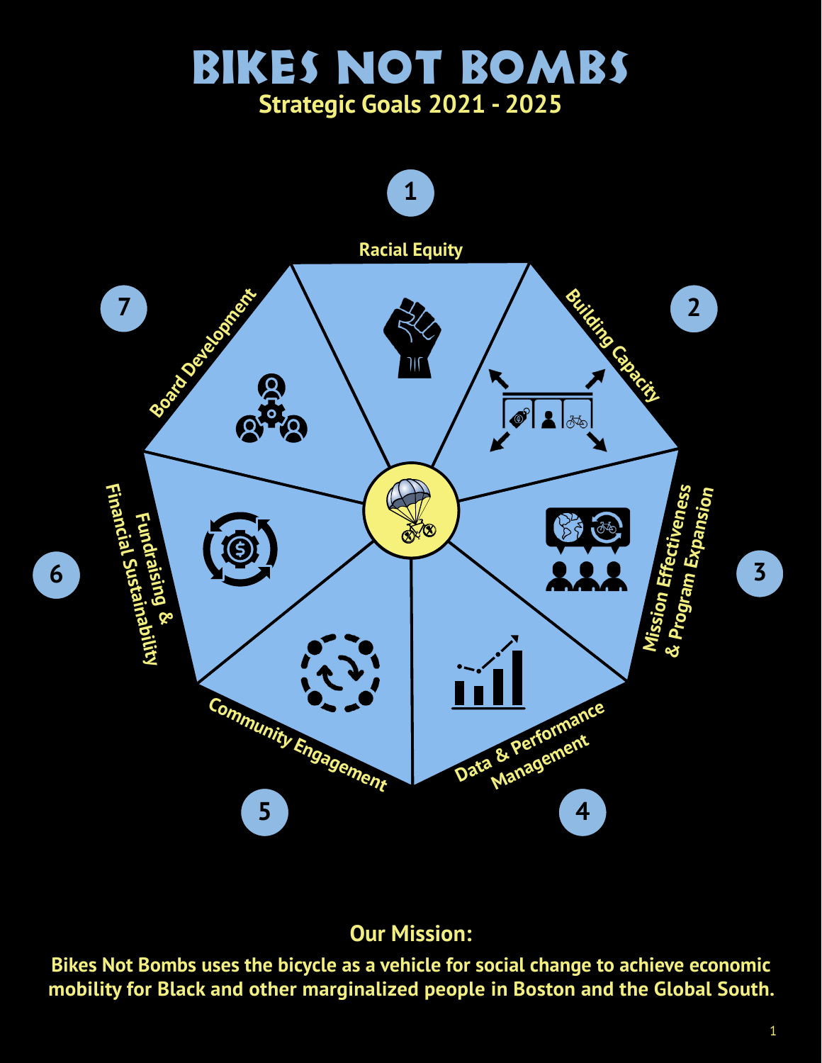# BIKES NOT BOMBS

## Strategic Goals 2021 - 2025

1. Racial Equity
2. Building Capacity
3. Mission Effectiveness & Program Expansion
4. Data & Performance Management
5. Community Engagement
6. Fundraising & Financial Sustainability
7. Board Development

## Our Mission:

**Bikes Not Bombs uses the bicycle as a vehicle for social change to achieve economic mobility for Black and other marginalized people in Boston and the Global South.**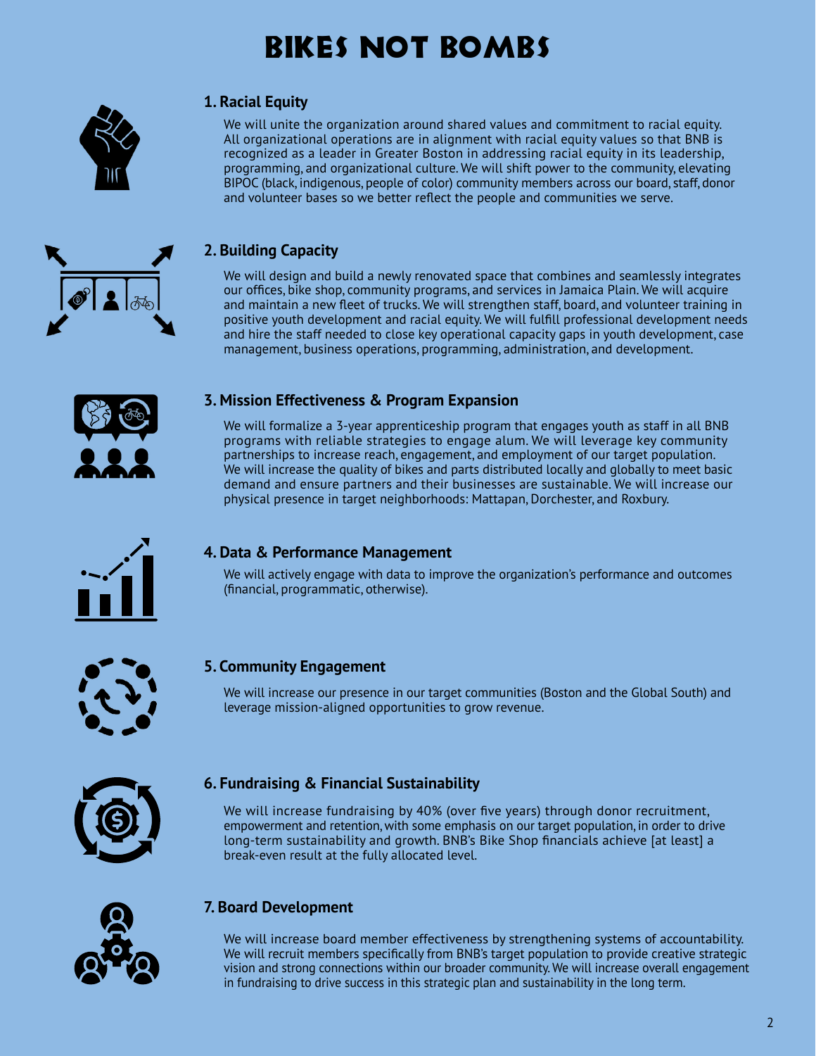# BIKES NOT BOMBS

## 1. Racial Equity

We will unite the organization around shared values and commitment to racial equity. All organizational operations are in alignment with racial equity values so that BNB is recognized as a leader in Greater Boston in addressing racial equity in its leadership, programming, and organizational culture. We will shift power to the community, elevating BIPOC (black, indigenous, people of color) community members across our board, staff, donor and volunteer bases so we better reflect the people and communities we serve.

## 2. Building Capacity

We will design and build a newly renovated space that combines and seamlessly integrates our offices, bike shop, community programs, and services in Jamaica Plain. We will acquire and maintain a new fleet of trucks. We will strengthen staff, board, and volunteer training in positive youth development and racial equity. We will fulfill professional development needs and hire the staff needed to close key operational capacity gaps in youth development, case management, business operations, programming, administration, and development.

## 3. Mission Effectiveness & Program Expansion

We will formalize a 3-year apprenticeship program that engages youth as staff in all BNB programs with reliable strategies to engage alum. We will leverage key community partnerships to increase reach, engagement, and employment of our target population. We will increase the quality of bikes and parts distributed locally and globally to meet basic demand and ensure partners and their businesses are sustainable. We will increase our physical presence in target neighborhoods: Mattapan, Dorchester, and Roxbury.

## 4. Data & Performance Management

We will actively engage with data to improve the organization's performance and outcomes (financial, programmatic, otherwise).

## 5. Community Engagement

We will increase our presence in our target communities (Boston and the Global South) and leverage mission-aligned opportunities to grow revenue.

## 6. Fundraising & Financial Sustainability

We will increase fundraising by 40% (over five years) through donor recruitment, empowerment and retention, with some emphasis on our target population, in order to drive long-term sustainability and growth. BNB's Bike Shop financials achieve [at least] a break-even result at the fully allocated level.

## 7. Board Development

We will increase board member effectiveness by strengthening systems of accountability. We will recruit members specifically from BNB's target population to provide creative strategic vision and strong connections within our broader community. We will increase overall engagement in fundraising to drive success in this strategic plan and sustainability in the long term.